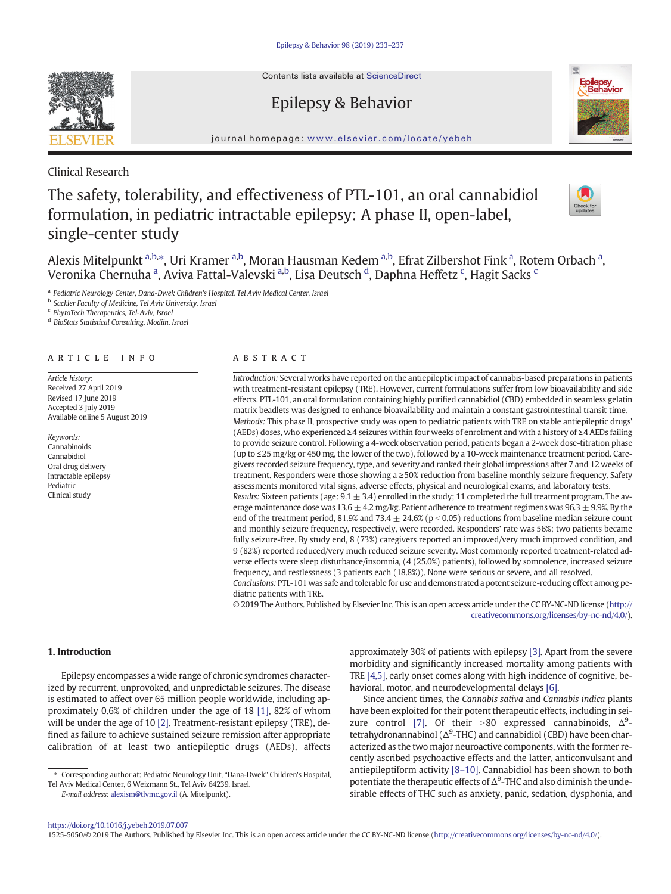Clinical Research

# The safety, tolerability, and effectiveness of PTL-101, an oral cannabidiol formulation, in pediatric intractable epilepsy: A phase II, open-label, single-center study

Alexis Mitelpunkt [a,b,*], Uri Kramer [a,b], Moran Hausman Kedem [a,b], Efrat Zilbershot Fink [a], Rotem Orbach [a], Veronika Chernuha [a], Aviva Fattal-Valevski [a,b], Lisa Deutsch [d], Daphna Heffetz [c], Hagit Sacks [c]

[a] Pediatric Neurology Center, Dana-Dwek Children's Hospital, Tel Aviv Medical Center, Israel
[b] Sackler Faculty of Medicine, Tel Aviv University, Israel
[c] PhytoTech Therapeutics, Tel-Aviv, Israel
[d] BioStats Statistical Consulting, Modiin, Israel

## ARTICLE INFO

*Article history:*
Received 27 April 2019
Revised 17 June 2019
Accepted 3 July 2019
Available online 5 August 2019

*Keywords:*
Cannabinoids
Cannabidiol
Oral drug delivery
Intractable epilepsy
Pediatric
Clinical study

## ABSTRACT

*Introduction:* Several works have reported on the antiepileptic impact of cannabis-based preparations in patients with treatment-resistant epilepsy (TRE). However, current formulations suffer from low bioavailability and side effects. PTL-101, an oral formulation containing highly purified cannabidiol (CBD) embedded in seamless gelatin matrix beadlets was designed to enhance bioavailability and maintain a constant gastrointestinal transit time.

*Methods:* This phase II, prospective study was open to pediatric patients with TRE on stable antiepileptic drugs' (AEDs) doses, who experienced ≥4 seizures within four weeks of enrolment and with a history of ≥4 AEDs failing to provide seizure control. Following a 4-week observation period, patients began a 2-week dose-titration phase (up to ≤25 mg/kg or 450 mg, the lower of the two), followed by a 10-week maintenance treatment period. Caregivers recorded seizure frequency, type, and severity and ranked their global impressions after 7 and 12 weeks of treatment. Responders were those showing a ≥50% reduction from baseline monthly seizure frequency. Safety assessments monitored vital signs, adverse effects, physical and neurological exams, and laboratory tests.

*Results:* Sixteen patients (age: 9.1 ± 3.4) enrolled in the study; 11 completed the full treatment program. The average maintenance dose was 13.6 ± 4.2 mg/kg. Patient adherence to treatment regimens was 96.3 ± 9.9%. By the end of the treatment period, 81.9% and 73.4 ± 24.6% ($p < 0.05$) reductions from baseline median seizure count and monthly seizure frequency, respectively, were recorded. Responders' rate was 56%; two patients became fully seizure-free. By study end, 8 (73%) caregivers reported an improved/very much improved condition, and 9 (82%) reported reduced/very much reduced seizure severity. Most commonly reported treatment-related adverse effects were sleep disturbance/insomnia, (4 (25.0%) patients), followed by somnolence, increased seizure frequency, and restlessness (3 patients each (18.8%)). None were serious or severe, and all resolved.

*Conclusions:* PTL-101 was safe and tolerable for use and demonstrated a potent seizure-reducing effect among pediatric patients with TRE.

© 2019 The Authors. Published by Elsevier Inc. This is an open access article under the CC BY-NC-ND license (http://creativecommons.org/licenses/by-nc-nd/4.0/).

## 1. Introduction

Epilepsy encompasses a wide range of chronic syndromes characterized by recurrent, unprovoked, and unpredictable seizures. The disease is estimated to affect over 65 million people worldwide, including approximately 0.6% of children under the age of 18 [1], 82% of whom will be under the age of 10 [2]. Treatment-resistant epilepsy (TRE), defined as failure to achieve sustained seizure remission after appropriate calibration of at least two antiepileptic drugs (AEDs), affects approximately 30% of patients with epilepsy [3]. Apart from the severe morbidity and significantly increased mortality among patients with TRE [4,5], early onset comes along with high incidence of cognitive, behavioral, motor, and neurodevelopmental delays [6].

Since ancient times, the *Cannabis sativa* and *Cannabis indica* plants have been exploited for their potent therapeutic effects, including in seizure control [7]. Of their >80 expressed cannabinoids, $\Delta^9$-tetrahydronannabinol ($\Delta^9$-THC) and cannabidiol (CBD) have been characterized as the two major neuroactive components, with the former recently ascribed psychoactive effects and the latter, anticonvulsant and antiepileptiform activity [8–10]. Cannabidiol has been shown to both potentiate the therapeutic effects of $\Delta^9$-THC and also diminish the undesirable effects of THC such as anxiety, panic, sedation, dysphonia, and

---

* Corresponding author at: Pediatric Neurology Unit, "Dana-Dwek" Children's Hospital, Tel Aviv Medical Center, 6 Weizmann St., Tel Aviv 64239, Israel.
*E-mail address:* alexism@tlvmc.gov.il (A. Mitelpunkt).

https://doi.org/10.1016/j.yebeh.2019.07.007
1525-5050/© 2019 The Authors. Published by Elsevier Inc. This is an open access article under the CC BY-NC-ND license (http://creativecommons.org/licenses/by-nc-nd/4.0/).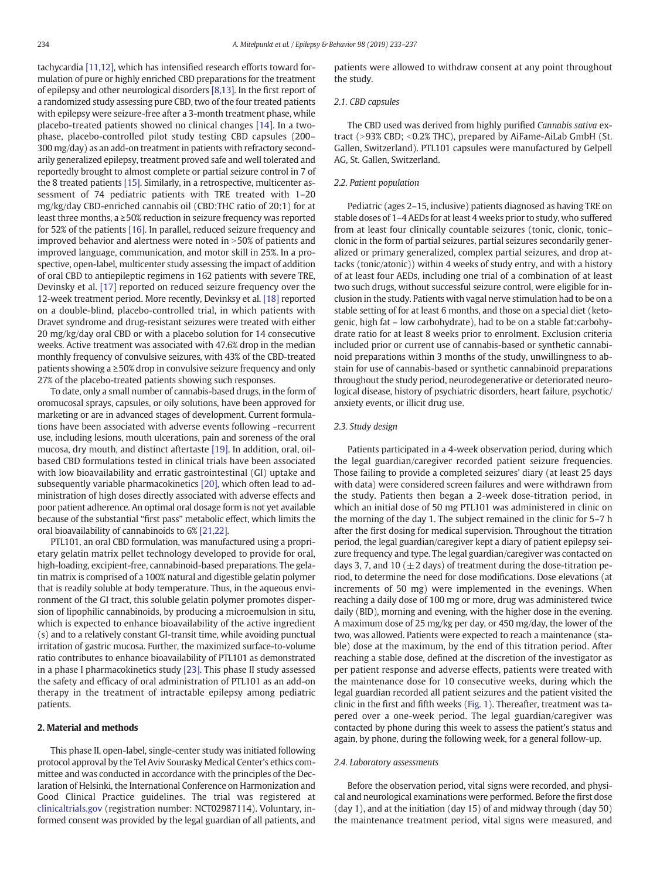tachycardia [11,12], which has intensified research efforts toward formulation of pure or highly enriched CBD preparations for the treatment of epilepsy and other neurological disorders [8,13]. In the first report of a randomized study assessing pure CBD, two of the four treated patients with epilepsy were seizure-free after a 3-month treatment phase, while placebo-treated patients showed no clinical changes [14]. In a two-phase, placebo-controlled pilot study testing CBD capsules (200–300 mg/day) as an add-on treatment in patients with refractory secondarily generalized epilepsy, treatment proved safe and well tolerated and reportedly brought to almost complete or partial seizure control in 7 of the 8 treated patients [15]. Similarly, in a retrospective, multicenter assessment of 74 pediatric patients with TRE treated with 1–20 mg/kg/day CBD-enriched cannabis oil (CBD:THC ratio of 20:1) for at least three months, a ≥50% reduction in seizure frequency was reported for 52% of the patients [16]. In parallel, reduced seizure frequency and improved behavior and alertness were noted in >50% of patients and improved language, communication, and motor skill in 25%. In a prospective, open-label, multicenter study assessing the impact of addition of oral CBD to antiepileptic regimens in 162 patients with severe TRE, Devinsky et al. [17] reported on reduced seizure frequency over the 12-week treatment period. More recently, Devinksy et al. [18] reported on a double-blind, placebo-controlled trial, in which patients with Dravet syndrome and drug-resistant seizures were treated with either 20 mg/kg/day oral CBD or with a placebo solution for 14 consecutive weeks. Active treatment was associated with 47.6% drop in the median monthly frequency of convulsive seizures, with 43% of the CBD-treated patients showing a ≥50% drop in convulsive seizure frequency and only 27% of the placebo-treated patients showing such responses.

To date, only a small number of cannabis-based drugs, in the form of oromucosal sprays, capsules, or oily solutions, have been approved for marketing or are in advanced stages of development. Current formulations have been associated with adverse events following –recurrent use, including lesions, mouth ulcerations, pain and soreness of the oral mucosa, dry mouth, and distinct aftertaste [19]. In addition, oral, oil-based CBD formulations tested in clinical trials have been associated with low bioavailability and erratic gastrointestinal (GI) uptake and subsequently variable pharmacokinetics [20], which often lead to administration of high doses directly associated with adverse effects and poor patient adherence. An optimal oral dosage form is not yet available because of the substantial "first pass" metabolic effect, which limits the oral bioavailability of cannabinoids to 6% [21,22].

PTL101, an oral CBD formulation, was manufactured using a proprietary gelatin matrix pellet technology developed to provide for oral, high-loading, excipient-free, cannabinoid-based preparations. The gelatin matrix is comprised of a 100% natural and digestible gelatin polymer that is readily soluble at body temperature. Thus, in the aqueous environment of the GI tract, this soluble gelatin polymer promotes dispersion of lipophilic cannabinoids, by producing a microemulsion in situ, which is expected to enhance bioavailability of the active ingredient (s) and to a relatively constant GI-transit time, while avoiding punctual irritation of gastric mucosa. Further, the maximized surface-to-volume ratio contributes to enhance bioavailability of PTL101 as demonstrated in a phase I pharmacokinetics study [23]. This phase II study assessed the safety and efficacy of oral administration of PTL101 as an add-on therapy in the treatment of intractable epilepsy among pediatric patients.

## 2. Material and methods

This phase II, open-label, single-center study was initiated following protocol approval by the Tel Aviv Sourasky Medical Center's ethics committee and was conducted in accordance with the principles of the Declaration of Helsinki, the International Conference on Harmonization and Good Clinical Practice guidelines. The trial was registered at clinicaltrials.gov (registration number: NCT02987114). Voluntary, informed consent was provided by the legal guardian of all patients, and patients were allowed to withdraw consent at any point throughout the study.

### 2.1. CBD capsules

The CBD used was derived from highly purified *Cannabis sativa* extract (>93% CBD; <0.2% THC), prepared by AiFame-AiLab GmbH (St. Gallen, Switzerland). PTL101 capsules were manufactured by Gelpell AG, St. Gallen, Switzerland.

### 2.2. Patient population

Pediatric (ages 2–15, inclusive) patients diagnosed as having TRE on stable doses of 1–4 AEDs for at least 4 weeks prior to study, who suffered from at least four clinically countable seizures (tonic, clonic, tonic–clonic in the form of partial seizures, partial seizures secondarily generalized or primary generalized, complex partial seizures, and drop attacks (tonic/atonic)) within 4 weeks of study entry, and with a history of at least four AEDs, including one trial of a combination of at least two such drugs, without successful seizure control, were eligible for inclusion in the study. Patients with vagal nerve stimulation had to be on a stable setting of for at least 6 months, and those on a special diet (ketogenic, high fat – low carbohydrate), had to be on a stable fat:carbohydrate ratio for at least 8 weeks prior to enrolment. Exclusion criteria included prior or current use of cannabis-based or synthetic cannabinoid preparations within 3 months of the study, unwillingness to abstain for use of cannabis-based or synthetic cannabinoid preparations throughout the study period, neurodegenerative or deteriorated neurological disease, history of psychiatric disorders, heart failure, psychotic/anxiety events, or illicit drug use.

### 2.3. Study design

Patients participated in a 4-week observation period, during which the legal guardian/caregiver recorded patient seizure frequencies. Those failing to provide a completed seizures' diary (at least 25 days with data) were considered screen failures and were withdrawn from the study. Patients then began a 2-week dose-titration period, in which an initial dose of 50 mg PTL101 was administered in clinic on the morning of the day 1. The subject remained in the clinic for 5–7 h after the first dosing for medical supervision. Throughout the titration period, the legal guardian/caregiver kept a diary of patient epilepsy seizure frequency and type. The legal guardian/caregiver was contacted on days 3, 7, and 10 (±2 days) of treatment during the dose-titration period, to determine the need for dose modifications. Dose elevations (at increments of 50 mg) were implemented in the evenings. When reaching a daily dose of 100 mg or more, drug was administered twice daily (BID), morning and evening, with the higher dose in the evening. A maximum dose of 25 mg/kg per day, or 450 mg/day, the lower of the two, was allowed. Patients were expected to reach a maintenance (stable) dose at the maximum, by the end of this titration period. After reaching a stable dose, defined at the discretion of the investigator as per patient response and adverse effects, patients were treated with the maintenance dose for 10 consecutive weeks, during which the legal guardian recorded all patient seizures and the patient visited the clinic in the first and fifth weeks (Fig. 1). Thereafter, treatment was tapered over a one-week period. The legal guardian/caregiver was contacted by phone during this week to assess the patient's status and again, by phone, during the following week, for a general follow-up.

### 2.4. Laboratory assessments

Before the observation period, vital signs were recorded, and physical and neurological examinations were performed. Before the first dose (day 1), and at the initiation (day 15) of and midway through (day 50) the maintenance treatment period, vital signs were measured, and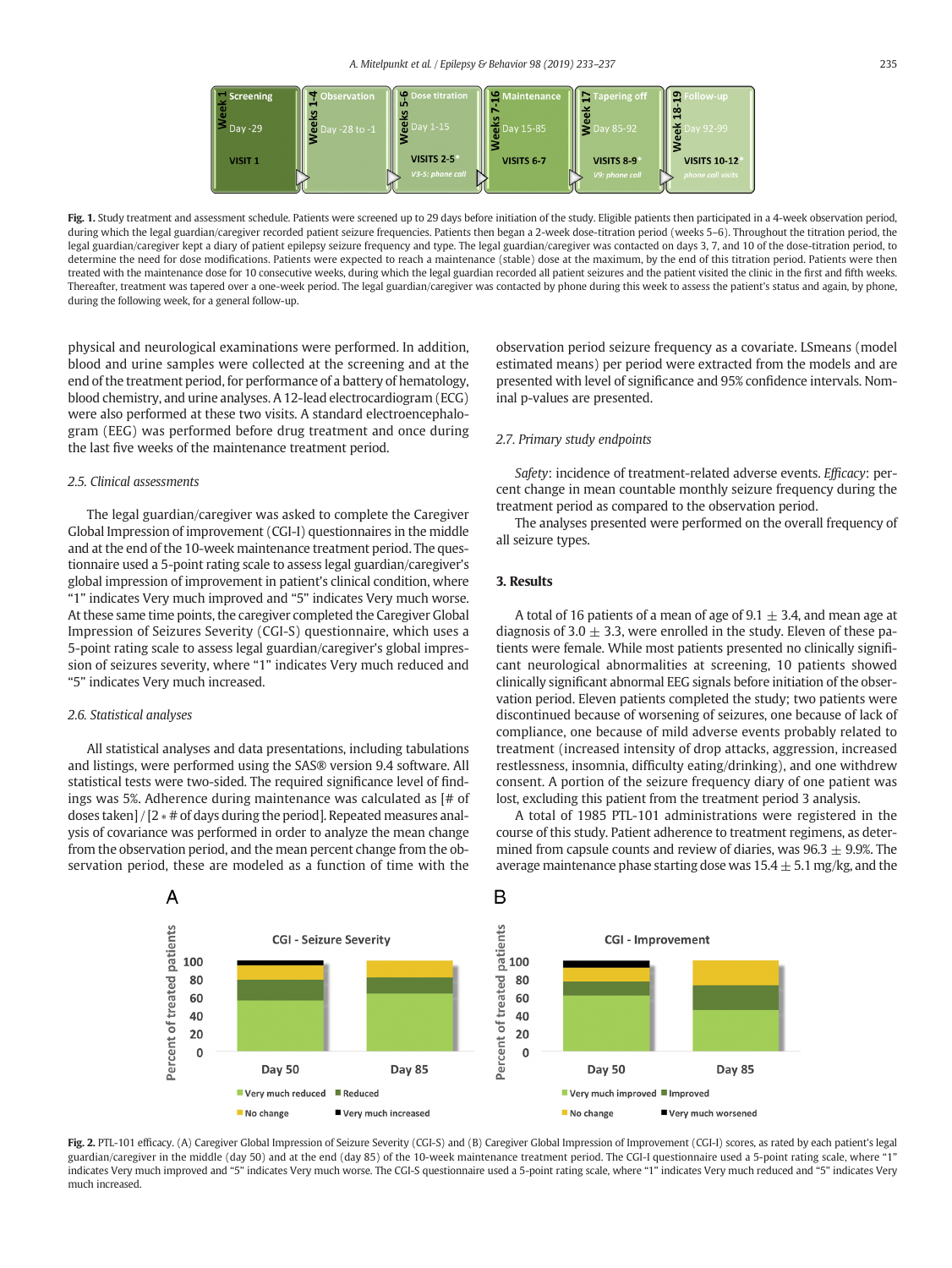Fig. 1. Study treatment and assessment schedule. Patients were screened up to 29 days before initiation of the study. Eligible patients then participated in a 4-week observation period, during which the legal guardian/caregiver recorded patient seizure frequencies. Patients then began a 2-week dose-titration period (weeks 5–6). Throughout the titration period, the legal guardian/caregiver kept a diary of patient epilepsy seizure frequency and type. The legal guardian/caregiver was contacted on days 3, 7, and 10 of the dose-titration period, to determine the need for dose modifications. Patients were expected to reach a maintenance (stable) dose at the maximum, by the end of this titration period. Patients were then treated with the maintenance dose for 10 consecutive weeks, during which the legal guardian recorded all patient seizures and the patient visited the clinic in the first and fifth weeks. Thereafter, treatment was tapered over a one-week period. The legal guardian/caregiver was contacted by phone during this week to assess the patient's status and again, by phone, during the following week, for a general follow-up.

physical and neurological examinations were performed. In addition, blood and urine samples were collected at the screening and at the end of the treatment period, for performance of a battery of hematology, blood chemistry, and urine analyses. A 12-lead electrocardiogram (ECG) were also performed at these two visits. A standard electroencephalogram (EEG) was performed before drug treatment and once during the last five weeks of the maintenance treatment period.

### 2.5. Clinical assessments

The legal guardian/caregiver was asked to complete the Caregiver Global Impression of improvement (CGI-I) questionnaires in the middle and at the end of the 10-week maintenance treatment period. The questionnaire used a 5-point rating scale to assess legal guardian/caregiver's global impression of improvement in patient's clinical condition, where "1" indicates Very much improved and "5" indicates Very much worse. At these same time points, the caregiver completed the Caregiver Global Impression of Seizures Severity (CGI-S) questionnaire, which uses a 5-point rating scale to assess legal guardian/caregiver's global impression of seizures severity, where "1" indicates Very much reduced and "5" indicates Very much increased.

### 2.6. Statistical analyses

All statistical analyses and data presentations, including tabulations and listings, were performed using the SAS® version 9.4 software. All statistical tests were two-sided. The required significance level of findings was 5%. Adherence during maintenance was calculated as [# of doses taken] / [2 * # of days during the period]. Repeated measures analysis of covariance was performed in order to analyze the mean change from the observation period, and the mean percent change from the observation period, these are modeled as a function of time with the observation period seizure frequency as a covariate. LSmeans (model estimated means) per period were extracted from the models and are presented with level of significance and 95% confidence intervals. Nominal p-values are presented.

### 2.7. Primary study endpoints

*Safety*: incidence of treatment-related adverse events. *Efficacy*: percent change in mean countable monthly seizure frequency during the treatment period as compared to the observation period.

The analyses presented were performed on the overall frequency of all seizure types.

## 3. Results

A total of 16 patients of a mean of age of 9.1 ± 3.4, and mean age at diagnosis of 3.0 ± 3.3, were enrolled in the study. Eleven of these patients were female. While most patients presented no clinically significant neurological abnormalities at screening, 10 patients showed clinically significant abnormal EEG signals before initiation of the observation period. Eleven patients completed the study; two patients were discontinued because of worsening of seizures, one because of lack of compliance, one because of mild adverse events probably related to treatment (increased intensity of drop attacks, aggression, increased restlessness, insomnia, difficulty eating/drinking), and one withdrew consent. A portion of the seizure frequency diary of one patient was lost, excluding this patient from the treatment period 3 analysis.

A total of 1985 PTL-101 administrations were registered in the course of this study. Patient adherence to treatment regimens, as determined from capsule counts and review of diaries, was 96.3 ± 9.9%. The average maintenance phase starting dose was 15.4 ± 5.1 mg/kg, and the

Fig. 2. PTL-101 efficacy. (A) Caregiver Global Impression of Seizure Severity (CGI-S) and (B) Caregiver Global Impression of Improvement (CGI-I) scores, as rated by each patient's legal guardian/caregiver in the middle (day 50) and at the end (day 85) of the 10-week maintenance treatment period. The CGI-I questionnaire used a 5-point rating scale, where "1" indicates Very much improved and "5" indicates Very much worse. The CGI-S questionnaire used a 5-point rating scale, where "1" indicates Very much reduced and "5" indicates Very much increased.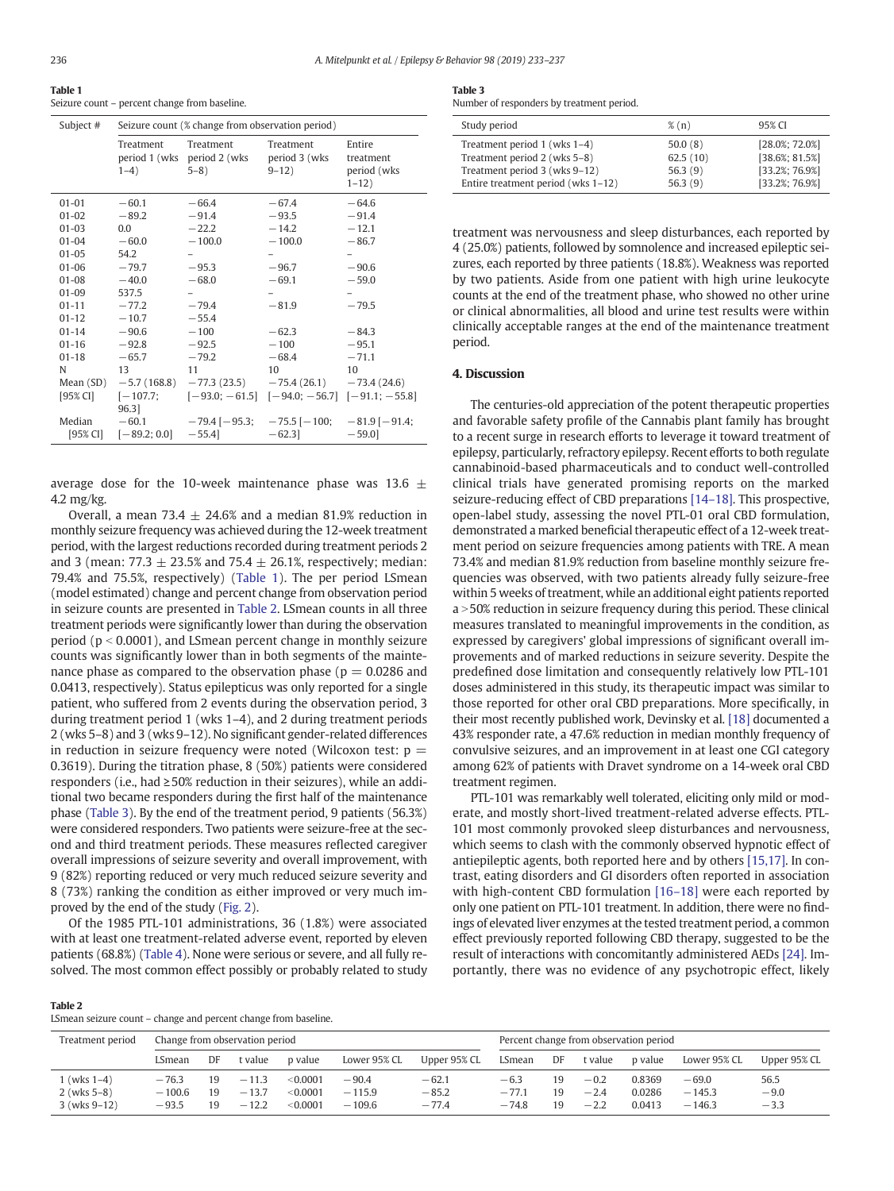**Table 1**
Seizure count – percent change from baseline.

| Subject # | Seizure count (% change from observation period) | | | |
|---|---|---|---|---|
| | Treatment period 1 (wks 1–4) | Treatment period 2 (wks 5–8) | Treatment period 3 (wks 9–12) | Entire treatment period (wks 1–12) |
| 01-01 | −60.1 | −66.4 | −67.4 | −64.6 |
| 01-02 | −89.2 | −91.4 | −93.5 | −91.4 |
| 01-03 | 0.0 | −22.2 | −14.2 | −12.1 |
| 01-04 | −60.0 | −100.0 | −100.0 | −86.7 |
| 01-05 | 54.2 | – | – | – |
| 01-06 | −79.7 | −95.3 | −96.7 | −90.6 |
| 01-08 | −40.0 | −68.0 | −69.1 | −59.0 |
| 01-09 | 537.5 | – | – | – |
| 01-11 | −77.2 | −79.4 | −81.9 | −79.5 |
| 01-12 | −10.7 | −55.4 | | |
| 01-14 | −90.6 | −100 | −62.3 | −84.3 |
| 01-16 | −92.8 | −92.5 | −100 | −95.1 |
| 01-18 | −65.7 | −79.2 | −68.4 | −71.1 |
| N | 13 | 11 | 10 | 10 |
| Mean (SD) [95% CI] | −5.7 (168.8) [−107.7; 96.3] | −77.3 (23.5) [−93.0; −61.5] | −75.4 (26.1) [−94.0; −56.7] | −73.4 (24.6) [−91.1; −55.8] |
| Median [95% CI] | −60.1 [−89.2; 0.0] | −79.4 [−95.3; −55.4] | −75.5 [−100; −62.3] | −81.9 [−91.4; −59.0] |

average dose for the 10-week maintenance phase was 13.6 ± 4.2 mg/kg.

Overall, a mean 73.4 ± 24.6% and a median 81.9% reduction in monthly seizure frequency was achieved during the 12-week treatment period, with the largest reductions recorded during treatment periods 2 and 3 (mean: 77.3 ± 23.5% and 75.4 ± 26.1%, respectively; median: 79.4% and 75.5%, respectively) (Table 1). The per period LSmean (model estimated) change and percent change from observation period in seizure counts are presented in Table 2. LSmean counts in all three treatment periods were significantly lower than during the observation period ($p < 0.0001$), and LSmean percent change in monthly seizure counts was significantly lower than in both segments of the maintenance phase as compared to the observation phase ($p = 0.0286$ and 0.0413, respectively). Status epilepticus was only reported for a single patient, who suffered from 2 events during the observation period, 3 during treatment period 1 (wks 1–4), and 2 during treatment periods 2 (wks 5–8) and 3 (wks 9–12). No significant gender-related differences in reduction in seizure frequency were noted (Wilcoxon test: $p = 0.3619$). During the titration phase, 8 (50%) patients were considered responders (i.e., had ≥50% reduction in their seizures), while an additional two became responders during the first half of the maintenance phase (Table 3). By the end of the treatment period, 9 patients (56.3%) were considered responders. Two patients were seizure-free at the second and third treatment periods. These measures reflected caregiver overall impressions of seizure severity and overall improvement, with 9 (82%) reporting reduced or very much reduced seizure severity and 8 (73%) ranking the condition as either improved or very much improved by the end of the study (Fig. 2).

Of the 1985 PTL-101 administrations, 36 (1.8%) were associated with at least one treatment-related adverse event, reported by eleven patients (68.8%) (Table 4). None were serious or severe, and all fully resolved. The most common effect possibly or probably related to study treatment was nervousness and sleep disturbances, each reported by 4 (25.0%) patients, followed by somnolence and increased epileptic seizures, each reported by three patients (18.8%). Weakness was reported by two patients. Aside from one patient with high urine leukocyte counts at the end of the treatment phase, who showed no other urine or clinical abnormalities, all blood and urine test results were within clinically acceptable ranges at the end of the maintenance treatment period.

**Table 3**
Number of responders by treatment period.

| Study period | % (n) | 95% CI |
|---|---|---|
| Treatment period 1 (wks 1–4) | 50.0 (8) | [28.0%; 72.0%] |
| Treatment period 2 (wks 5–8) | 62.5 (10) | [38.6%; 81.5%] |
| Treatment period 3 (wks 9–12) | 56.3 (9) | [33.2%; 76.9%] |
| Entire treatment period (wks 1–12) | 56.3 (9) | [33.2%; 76.9%] |

## 4. Discussion

The centuries-old appreciation of the potent therapeutic properties and favorable safety profile of the Cannabis plant family has brought to a recent surge in research efforts to leverage it toward treatment of epilepsy, particularly, refractory epilepsy. Recent efforts to both regulate cannabinoid-based pharmaceuticals and to conduct well-controlled clinical trials have generated promising reports on the marked seizure-reducing effect of CBD preparations [14–18]. This prospective, open-label study, assessing the novel PTL-01 oral CBD formulation, demonstrated a marked beneficial therapeutic effect of a 12-week treatment period on seizure frequencies among patients with TRE. A mean 73.4% and median 81.9% reduction from baseline monthly seizure frequencies was observed, with two patients already fully seizure-free within 5 weeks of treatment, while an additional eight patients reported a >50% reduction in seizure frequency during this period. These clinical measures translated to meaningful improvements in the condition, as expressed by caregivers' global impressions of significant overall improvements and of marked reductions in seizure severity. Despite the predefined dose limitation and consequently relatively low PTL-101 doses administered in this study, its therapeutic impact was similar to those reported for other oral CBD preparations. More specifically, in their most recently published work, Devinsky et al. [18] documented a 43% responder rate, a 47.6% reduction in median monthly frequency of convulsive seizures, and an improvement in at least one CGI category among 62% of patients with Dravet syndrome on a 14-week oral CBD treatment regimen.

PTL-101 was remarkably well tolerated, eliciting only mild or moderate, and mostly short-lived treatment-related adverse effects. PTL-101 most commonly provoked sleep disturbances and nervousness, which seems to clash with the commonly observed hypnotic effect of antiepileptic agents, both reported here and by others [15,17]. In contrast, eating disorders and GI disorders often reported in association with high-content CBD formulation [16–18] were each reported by only one patient on PTL-101 treatment. In addition, there were no findings of elevated liver enzymes at the tested treatment period, a common effect previously reported following CBD therapy, suggested to be the result of interactions with concomitantly administered AEDs [24]. Importantly, there was no evidence of any psychotropic effect, likely

**Table 2**
LSmean seizure count – change and percent change from baseline.

| Treatment period | Change from observation period | | | | | | Percent change from observation period | | | | | |
|---|---|---|---|---|---|---|---|---|---|---|---|---|
| | LSmean | DF | t value | p value | Lower 95% CL | Upper 95% CL | LSmean | DF | t value | p value | Lower 95% CL | Upper 95% CL |
| 1 (wks 1–4) | −76.3 | 19 | −11.3 | <0.0001 | −90.4 | −62.1 | −6.3 | 19 | −0.2 | 0.8369 | −69.0 | 56.5 |
| 2 (wks 5–8) | −100.6 | 19 | −13.7 | <0.0001 | −115.9 | −85.2 | −77.1 | 19 | −2.4 | 0.0286 | −145.3 | −9.0 |
| 3 (wks 9–12) | −93.5 | 19 | −12.2 | <0.0001 | −109.6 | −77.4 | −74.8 | 19 | −2.2 | 0.0413 | −146.3 | −3.3 |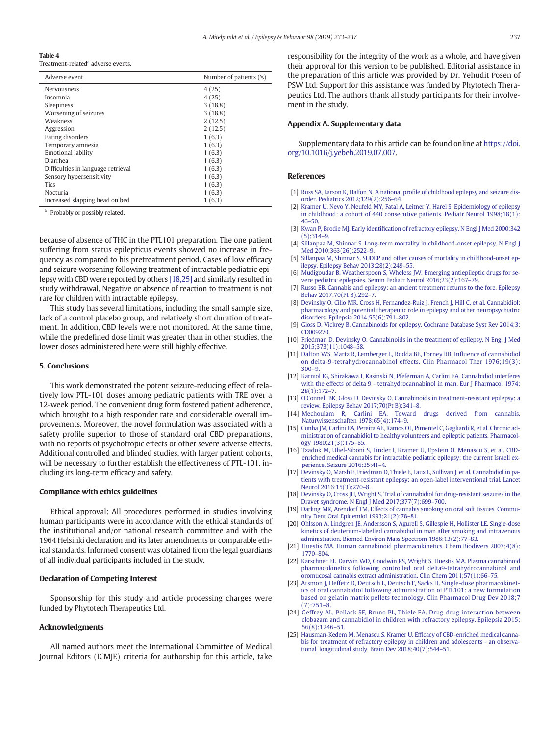**Table 4**
Treatment-related[a] adverse events.

| Adverse event | Number of patients (%) |
|---|---|
| Nervousness | 4 (25) |
| Insomnia | 4 (25) |
| Sleepiness | 3 (18.8) |
| Worsening of seizures | 3 (18.8) |
| Weakness | 2 (12.5) |
| Aggression | 2 (12.5) |
| Eating disorders | 1 (6.3) |
| Temporary amnesia | 1 (6.3) |
| Emotional lability | 1 (6.3) |
| Diarrhea | 1 (6.3) |
| Difficulties in language retrieval | 1 (6.3) |
| Sensory hypersensitivity | 1 (6.3) |
| Tics | 1 (6.3) |
| Nocturia | 1 (6.3) |
| Increased slapping head on bed | 1 (6.3) |

[a] Probably or possibly related.

because of absence of THC in the PTL101 preparation. The one patient suffering from status epilepticus events showed no increase in frequency as compared to his pretreatment period. Cases of low efficacy and seizure worsening following treatment of intractable pediatric epilepsy with CBD were reported by others [18,25] and similarly resulted in study withdrawal. Negative or absence of reaction to treatment is not rare for children with intractable epilepsy.

This study has several limitations, including the small sample size, lack of a control placebo group, and relatively short duration of treatment. In addition, CBD levels were not monitored. At the same time, while the predefined dose limit was greater than in other studies, the lower doses administered here were still highly effective.

## 5. Conclusions

This work demonstrated the potent seizure-reducing effect of relatively low PTL-101 doses among pediatric patients with TRE over a 12-week period. The convenient drug form fostered patient adherence, which brought to a high responder rate and considerable overall improvements. Moreover, the novel formulation was associated with a safety profile superior to those of standard oral CBD preparations, with no reports of psychotropic effects or other severe adverse effects. Additional controlled and blinded studies, with larger patient cohorts, will be necessary to further establish the effectiveness of PTL-101, including its long-term efficacy and safety.

## Compliance with ethics guidelines

Ethical approval: All procedures performed in studies involving human participants were in accordance with the ethical standards of the institutional and/or national research committee and with the 1964 Helsinki declaration and its later amendments or comparable ethical standards. Informed consent was obtained from the legal guardians of all individual participants included in the study.

## Declaration of Competing Interest

Sponsorship for this study and article processing charges were funded by Phytotech Therapeutics Ltd.

## Acknowledgments

All named authors meet the International Committee of Medical Journal Editors (ICMJE) criteria for authorship for this article, take responsibility for the integrity of the work as a whole, and have given their approval for this version to be published. Editorial assistance in the preparation of this article was provided by Dr. Yehudit Posen of PSW Ltd. Support for this assistance was funded by Phytotech Therapeutics Ltd. The authors thank all study participants for their involvement in the study.

## Appendix A. Supplementary data

Supplementary data to this article can be found online at https://doi.org/10.1016/j.yebeh.2019.07.007.

## References

[1] Russ SA, Larson K, Halfon N. A national profile of childhood epilepsy and seizure disorder. Pediatrics 2012;129(2):256–64.
[2] Kramer U, Nevo Y, Neufeld MY, Fatal A, Leitner Y, Harel S. Epidemiology of epilepsy in childhood: a cohort of 440 consecutive patients. Pediatr Neurol 1998;18(1):46–50.
[3] Kwan P, Brodie MJ. Early identification of refractory epilepsy. N Engl J Med 2000;342(5):314–9.
[4] Sillanpaa M, Shinnar S. Long-term mortality in childhood-onset epilepsy. N Engl J Med 2010;363(26):2522–9.
[5] Sillanpaa M, Shinnar S. SUDEP and other causes of mortality in childhood-onset epilepsy. Epilepsy Behav 2013;28(2):249–55.
[6] Mudigoudar B, Weatherspoon S, Wheless JW. Emerging antiepileptic drugs for severe pediatric epilepsies. Semin Pediatr Neurol 2016;23(2):167–79.
[7] Russo EB. Cannabis and epilepsy: an ancient treatment returns to the fore. Epilepsy Behav 2017;70(Pt B):292–7.
[8] Devinsky O, Cilio MR, Cross H, Fernandez-Ruiz J, French J, Hill C, et al. Cannabidiol: pharmacology and potential therapeutic role in epilepsy and other neuropsychiatric disorders. Epilepsia 2014;55(6):791–802.
[9] Gloss D, Vickrey B. Cannabinoids for epilepsy. Cochrane Database Syst Rev 2014;3:CD009270.
[10] Friedman D, Devinsky O. Cannabinoids in the treatment of epilepsy. N Engl J Med 2015;373(11):1048–58.
[11] Dalton WS, Martz R, Lemberger L, Rodda BE, Forney RB. Influence of cannabidiol on delta-9-tetrahydrocannabinol effects. Clin Pharmacol Ther 1976;19(3):300–9.
[12] Karniol IG, Shirakawa I, Kasinski N, Pfeferman A, Carlini EA. Cannabidiol interferes with the effects of delta 9 - tetrahydrocannabinol in man. Eur J Pharmacol 1974;28(1):172–7.
[13] O'Connell BK, Gloss D, Devinsky O. Cannabinoids in treatment-resistant epilepsy: a review. Epilepsy Behav 2017;70(Pt B):341–8.
[14] Mechoulam R, Carlini EA. Toward drugs derived from cannabis. Naturwissenschaften 1978;65(4):174–9.
[15] Cunha JM, Carlini EA, Pereira AE, Ramos OL, Pimentel C, Gagliardi R, et al. Chronic administration of cannabidiol to healthy volunteers and epileptic patients. Pharmacology 1980;21(3):175–85.
[16] Tzadok M, Uliel-Siboni S, Linder I, Kramer U, Epstein O, Menascu S, et al. CBD-enriched medical cannabis for intractable pediatric epilepsy: the current Israeli experience. Seizure 2016;35:41–4.
[17] Devinsky O, Marsh E, Friedman D, Thiele E, Laux L, Sullivan J, et al. Cannabidiol in patients with treatment-resistant epilepsy: an open-label interventional trial. Lancet Neurol 2016;15(3):270–8.
[18] Devinsky O, Cross JH, Wright S. Trial of cannabidiol for drug-resistant seizures in the Dravet syndrome. N Engl J Med 2017;377(7):699–700.
[19] Darling MR, Arendorf TM. Effects of cannabis smoking on oral soft tissues. Community Dent Oral Epidemiol 1993;21(2):78–81.
[20] Ohlsson A, Lindgren JE, Andersson S, Agurell S, Gillespie H, Hollister LE. Single-dose kinetics of deuterium-labelled cannabidiol in man after smoking and intravenous administration. Biomed Environ Mass Spectrom 1986;13(2):77–83.
[21] Huestis MA. Human cannabinoid pharmacokinetics. Chem Biodivers 2007;4(8):1770–804.
[22] Karschner EL, Darwin WD, Goodwin RS, Wright S, Huestis MA. Plasma cannabinoid pharmacokinetics following controlled oral delta9-tetrahydrocannabinol and oromucosal cannabis extract administration. Clin Chem 2011;57(1):66–75.
[23] Atsmon J, Heffetz D, Deutsch L, Deutsch F, Sacks H. Single-dose pharmacokinetics of oral cannabidiol following administration of PTL101: a new formulation based on gelatin matrix pellets technology. Clin Pharmacol Drug Dev 2018;7(7):751–8.
[24] Geffrey AL, Pollack SF, Bruno PL, Thiele EA. Drug-drug interaction between clobazam and cannabidiol in children with refractory epilepsy. Epilepsia 2015;56(8):1246–51.
[25] Hausman-Kedem M, Menascu S, Kramer U. Efficacy of CBD-enriched medical cannabis for treatment of refractory epilepsy in children and adolescents - an observational, longitudinal study. Brain Dev 2018;40(7):544–51.